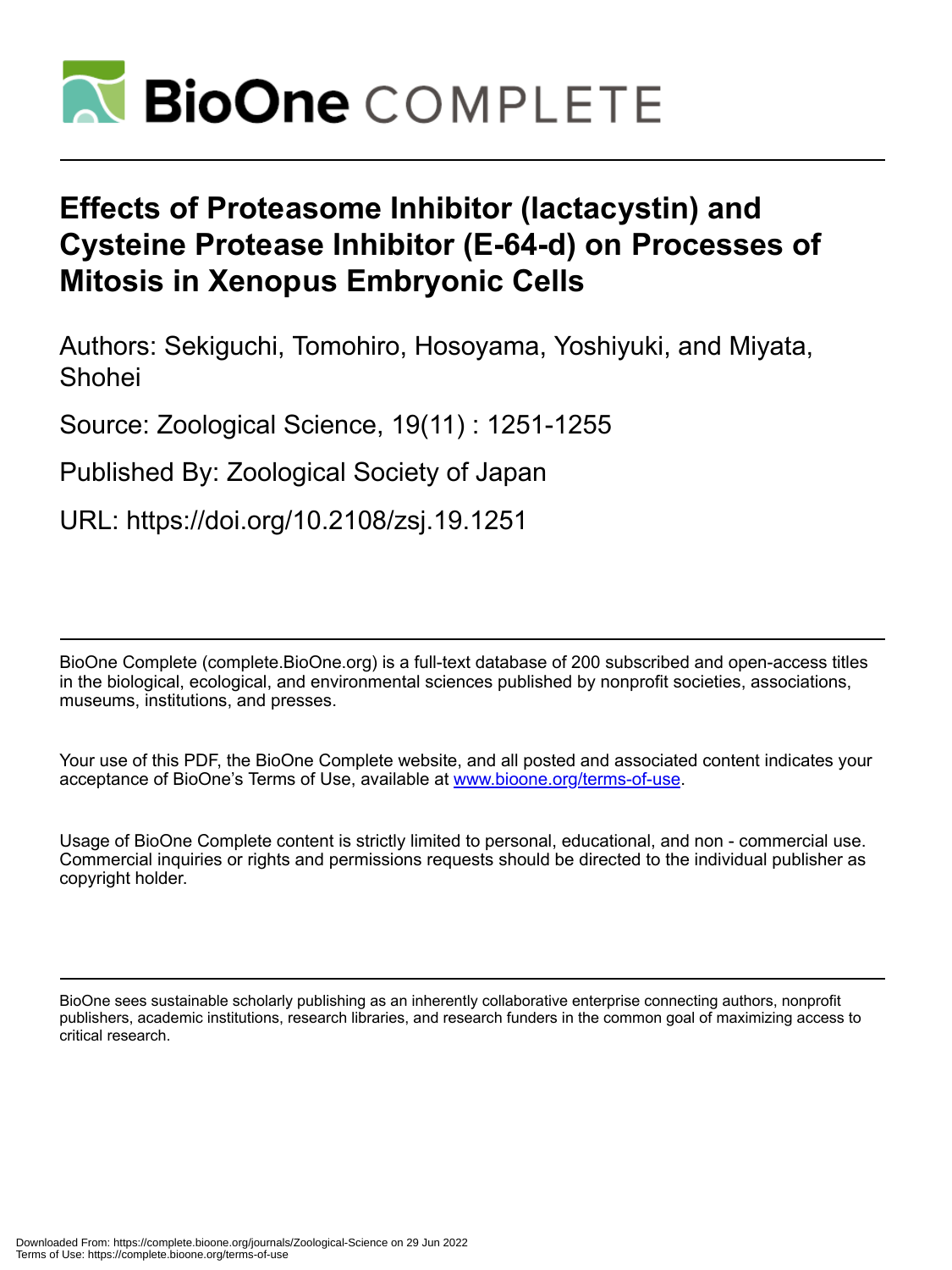# Effects of Proteasome Inhibitor (lactacystin) and Cysteine Protease Inhibitor (E-64-d) on Processes of Mitosis in Xenopus Embryonic Cells

Authors: Sekiguchi, Tomohiro, Hosoyama, Yoshiyuki, and Miyata, Shohei

Source: Zoological Science, 19(11) : 1251-1255

Published By: Zoological Society of Japan

URL: https://doi.org/10.2108/zsj.19.1251

BioOne Complete (complete.BioOne.org) is a full-text database of 200 subscribed and open-access titles in the biological, ecological, and environmental sciences published by nonprofit societies, associations, museums, institutions, and presses.

Your use of this PDF, the BioOne Complete website, and all posted and associated content indicates your acceptance of BioOne's Terms of Use, available at www.bioone.org/terms-of-use.

Usage of BioOne Complete content is strictly limited to personal, educational, and non - commercial use. Commercial inquiries or rights and permissions requests should be directed to the individual publisher as copyright holder.

BioOne sees sustainable scholarly publishing as an inherently collaborative enterprise connecting authors, nonprofit publishers, academic institutions, research libraries, and research funders in the common goal of maximizing access to critical research.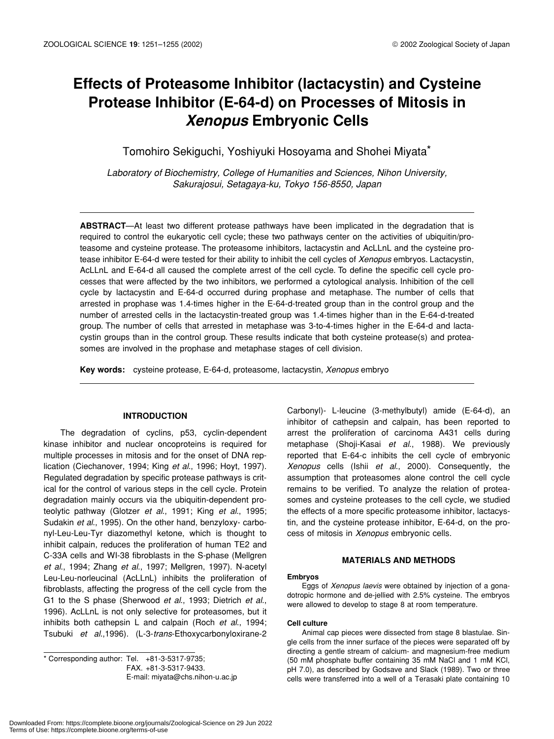# Effects of Proteasome Inhibitor (lactacystin) and Cysteine Protease Inhibitor (E-64-d) on Processes of Mitosis in *Xenopus* Embryonic Cells

Tomohiro Sekiguchi, Yoshiyuki Hosoyama and Shohei Miyata*

*Laboratory of Biochemistry, College of Humanities and Sciences, Nihon University, Sakurajosui, Setagaya-ku, Tokyo 156-8550, Japan*

**ABSTRACT**—At least two different protease pathways have been implicated in the degradation that is required to control the eukaryotic cell cycle; these two pathways center on the activities of ubiquitin/proteasome and cysteine protease. The proteasome inhibitors, lactacystin and AcLLnL and the cysteine protease inhibitor E-64-d were tested for their ability to inhibit the cell cycles of *Xenopus* embryos. Lactacystin, AcLLnL and E-64-d all caused the complete arrest of the cell cycle. To define the specific cell cycle processes that were affected by the two inhibitors, we performed a cytological analysis. Inhibition of the cell cycle by lactacystin and E-64-d occurred during prophase and metaphase. The number of cells that arrested in prophase was 1.4-times higher in the E-64-d-treated group than in the control group and the number of arrested cells in the lactacystin-treated group was 1.4-times higher than in the E-64-d-treated group. The number of cells that arrested in metaphase was 3-to-4-times higher in the E-64-d and lactacystin groups than in the control group. These results indicate that both cysteine protease(s) and proteasomes are involved in the prophase and metaphase stages of cell division.

**Key words:** cysteine protease, E-64-d, proteasome, lactacystin, *Xenopus* embryo

## INTRODUCTION

The degradation of cyclins, p53, cyclin-dependent kinase inhibitor and nuclear oncoproteins is required for multiple processes in mitosis and for the onset of DNA replication (Ciechanover, 1994; King *et al*., 1996; Hoyt, 1997). Regulated degradation by specific protease pathways is critical for the control of various steps in the cell cycle. Protein degradation mainly occurs via the ubiquitin-dependent proteolytic pathway (Glotzer *et al*., 1991; King *et al*., 1995; Sudakin *et al*., 1995). On the other hand, benzyloxy- carbonyl-Leu-Leu-Tyr diazomethyl ketone, which is thought to inhibit calpain, reduces the proliferation of human TE2 and C-33A cells and WI-38 fibroblasts in the S-phase (Mellgren *et al*., 1994; Zhang *et al*., 1997; Mellgren, 1997). N-acetyl Leu-Leu-norleucinal (AcLLnL) inhibits the proliferation of fibroblasts, affecting the progress of the cell cycle from the G1 to the S phase (Sherwood *et al*., 1993; Dietrich *et al*., 1996). AcLLnL is not only selective for proteasomes, but it inhibits both cathepsin L and calpain (Roch *et al*., 1994; Tsubuki *et al*.,1996). (L-3-*trans*-Ethoxycarbonyloxirane-2 Carbonyl)- L-leucine (3-methylbutyl) amide (E-64-d), an inhibitor of cathepsin and calpain, has been reported to arrest the proliferation of carcinoma A431 cells during metaphase (Shoji-Kasai *et al*., 1988). We previously reported that E-64-c inhibits the cell cycle of embryonic *Xenopus* cells (Ishii *et al*., 2000). Consequently, the assumption that proteasomes alone control the cell cycle remains to be verified. To analyze the relation of proteasomes and cysteine proteases to the cell cycle, we studied the effects of a more specific proteasome inhibitor, lactacystin, and the cysteine protease inhibitor, E-64-d, on the process of mitosis in *Xenopus* embryonic cells.

## MATERIALS AND METHODS

### Embryos

Eggs of *Xenopus laevis* were obtained by injection of a gonadotropic hormone and de-jellied with 2.5% cysteine. The embryos were allowed to develop to stage 8 at room temperature.

### Cell culture

Animal cap pieces were dissected from stage 8 blastulae. Single cells from the inner surface of the pieces were separated off by directing a gentle stream of calcium- and magnesium-free medium (50 mM phosphate buffer containing 35 mM NaCl and 1 mM KCl, pH 7.0), as described by Godsave and Slack (1989). Two or three cells were transferred into a well of a Terasaki plate containing 10

* Corresponding author: Tel. +81-3-5317-9735; FAX. +81-3-5317-9433. E-mail: miyata@chs.nihon-u.ac.jp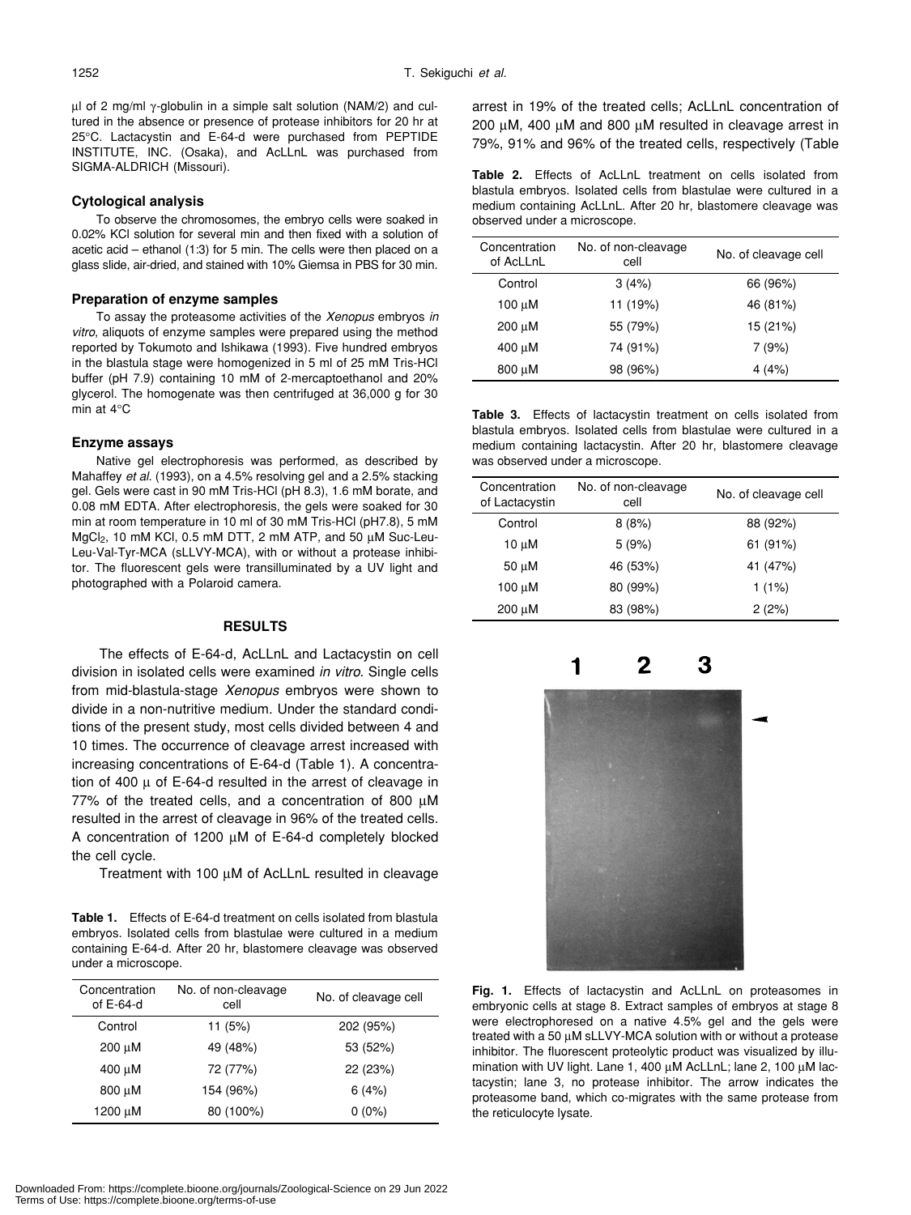µl of 2 mg/ml γ-globulin in a simple salt solution (NAM/2) and cultured in the absence or presence of protease inhibitors for 20 hr at 25°C. Lactacystin and E-64-d were purchased from PEPTIDE INSTITUTE, INC. (Osaka), and AcLLnL was purchased from SIGMA-ALDRICH (Missouri).

### Cytological analysis

To observe the chromosomes, the embryo cells were soaked in 0.02% KCl solution for several min and then fixed with a solution of acetic acid – ethanol (1:3) for 5 min. The cells were then placed on a glass slide, air-dried, and stained with 10% Giemsa in PBS for 30 min.

### Preparation of enzyme samples

To assay the proteasome activities of the *Xenopus* embryos *in vitro*, aliquots of enzyme samples were prepared using the method reported by Tokumoto and Ishikawa (1993). Five hundred embryos in the blastula stage were homogenized in 5 ml of 25 mM Tris-HCl buffer (pH 7.9) containing 10 mM of 2-mercaptoethanol and 20% glycerol. The homogenate was then centrifuged at 36,000 g for 30 min at 4°C

### Enzyme assays

Native gel electrophoresis was performed, as described by Mahaffey *et al.* (1993), on a 4.5% resolving gel and a 2.5% stacking gel. Gels were cast in 90 mM Tris-HCl (pH 8.3), 1.6 mM borate, and 0.08 mM EDTA. After electrophoresis, the gels were soaked for 30 min at room temperature in 10 ml of 30 mM Tris-HCl (pH7.8), 5 mM $MgCl_2$, 10 mM KCl, 0.5 mM DTT, 2 mM ATP, and 50 µM Suc-Leu-Leu-Val-Tyr-MCA (sLLVY-MCA), with or without a protease inhibitor. The fluorescent gels were transilluminated by a UV light and photographed with a Polaroid camera.

## RESULTS

The effects of E-64-d, AcLLnL and Lactacystin on cell division in isolated cells were examined *in vitro*. Single cells from mid-blastula-stage *Xenopus* embryos were shown to divide in a non-nutritive medium. Under the standard conditions of the present study, most cells divided between 4 and 10 times. The occurrence of cleavage arrest increased with increasing concentrations of E-64-d (Table 1). A concentration of 400 µ of E-64-d resulted in the arrest of cleavage in 77% of the treated cells, and a concentration of 800 µM resulted in the arrest of cleavage in 96% of the treated cells. A concentration of 1200 µM of E-64-d completely blocked the cell cycle.

Treatment with 100 µM of AcLLnL resulted in cleavage arrest in 19% of the treated cells; AcLLnL concentration of 200 µM, 400 µM and 800 µM resulted in cleavage arrest in 79%, 91% and 96% of the treated cells, respectively (Table

**Table 1.** Effects of E-64-d treatment on cells isolated from blastula embryos. Isolated cells from blastulae were cultured in a medium containing E-64-d. After 20 hr, blastomere cleavage was observed under a microscope.

| Concentration of E-64-d | No. of non-cleavage cell | No. of cleavage cell |
|---|---|---|
| Control | 11 (5%) | 202 (95%) |
| 200 µM | 49 (48%) | 53 (52%) |
| 400 µM | 72 (77%) | 22 (23%) |
| 800 µM | 154 (96%) | 6 (4%) |
| 1200 µM | 80 (100%) | 0 (0%) |

**Table 2.** Effects of AcLLnL treatment on cells isolated from blastula embryos. Isolated cells from blastulae were cultured in a medium containing AcLLnL. After 20 hr, blastomere cleavage was observed under a microscope.

| Concentration of AcLLnL | No. of non-cleavage cell | No. of cleavage cell |
|---|---|---|
| Control | 3 (4%) | 66 (96%) |
| 100 µM | 11 (19%) | 46 (81%) |
| 200 µM | 55 (79%) | 15 (21%) |
| 400 µM | 74 (91%) | 7 (9%) |
| 800 µM | 98 (96%) | 4 (4%) |

**Table 3.** Effects of lactacystin treatment on cells isolated from blastula embryos. Isolated cells from blastulae were cultured in a medium containing lactacystin. After 20 hr, blastomere cleavage was observed under a microscope.

| Concentration of Lactacystin | No. of non-cleavage cell | No. of cleavage cell |
|---|---|---|
| Control | 8 (8%) | 88 (92%) |
| 10 µM | 5 (9%) | 61 (91%) |
| 50 µM | 46 (53%) | 41 (47%) |
| 100 µM | 80 (99%) | 1 (1%) |
| 200 µM | 83 (98%) | 2 (2%) |

**Fig. 1.** Effects of lactacystin and AcLLnL on proteasomes in embryonic cells at stage 8. Extract samples of embryos at stage 8 were electrophoresed on a native 4.5% gel and the gels were treated with a 50 µM sLLVY-MCA solution with or without a protease inhibitor. The fluorescent proteolytic product was visualized by illumination with UV light. Lane 1, 400 µM AcLLnL; lane 2, 100 µM lactacystin; lane 3, no protease inhibitor. The arrow indicates the proteasome band, which co-migrates with the same protease from the reticulocyte lysate.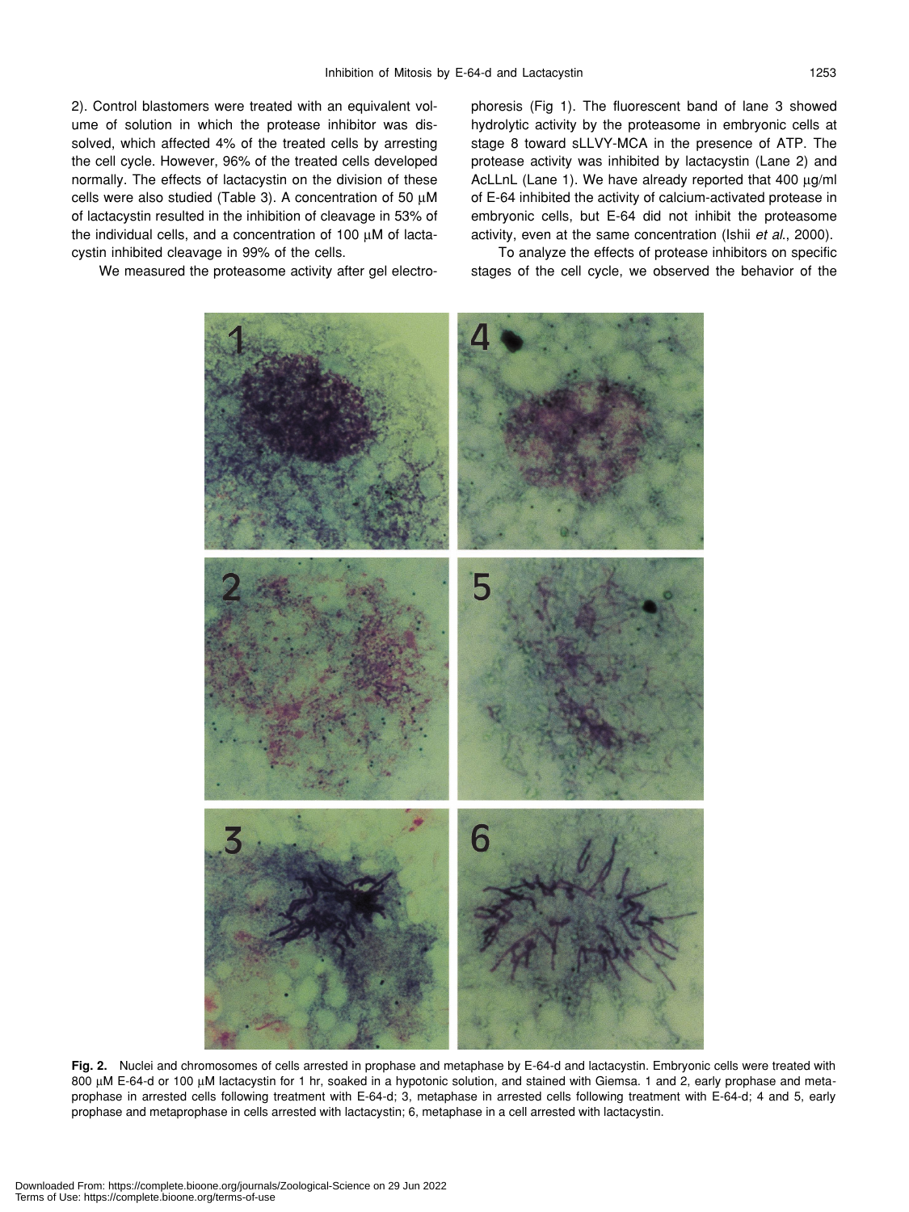2). Control blastomers were treated with an equivalent volume of solution in which the protease inhibitor was dissolved, which affected 4% of the treated cells by arresting the cell cycle. However, 96% of the treated cells developed normally. The effects of lactacystin on the division of these cells were also studied (Table 3). A concentration of 50 μM of lactacystin resulted in the inhibition of cleavage in 53% of the individual cells, and a concentration of 100 μM of lactacystin inhibited cleavage in 99% of the cells.

We measured the proteasome activity after gel electrophoresis (Fig 1). The fluorescent band of lane 3 showed hydrolytic activity by the proteasome in embryonic cells at stage 8 toward sLLVY-MCA in the presence of ATP. The protease activity was inhibited by lactacystin (Lane 2) and AcLLnL (Lane 1). We have already reported that 400 μg/ml of E-64 inhibited the activity of calcium-activated protease in embryonic cells, but E-64 did not inhibit the proteasome activity, even at the same concentration (Ishii *et al.*, 2000).

To analyze the effects of protease inhibitors on specific stages of the cell cycle, we observed the behavior of the

**Fig. 2.** Nuclei and chromosomes of cells arrested in prophase and metaphase by E-64-d and lactacystin. Embryonic cells were treated with 800 μM E-64-d or 100 μM lactacystin for 1 hr, soaked in a hypotonic solution, and stained with Giemsa. 1 and 2, early prophase and metaprophase in arrested cells following treatment with E-64-d; 3, metaphase in arrested cells following treatment with E-64-d; 4 and 5, early prophase and metaprophase in cells arrested with lactacystin; 6, metaphase in a cell arrested with lactacystin.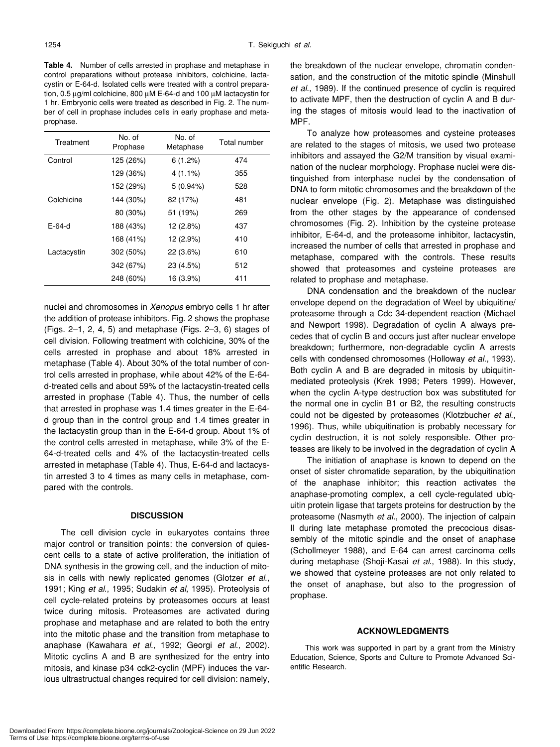**Table 4.** Number of cells arrested in prophase and metaphase in control preparations without protease inhibitors, colchicine, lactacystin or E-64-d. Isolated cells were treated with a control preparation, 0.5 μg/ml colchicine, 800 μM E-64-d and 100 μM lactacystin for 1 hr. Embryonic cells were treated as described in Fig. 2. The number of cell in prophase includes cells in early prophase and metaprophase.

| Treatment | No. of Prophase | No. of Metaphase | Total number |
|---|---|---|---|
| Control | 125 (26%) | 6 (1.2%) | 474 |
| | 129 (36%) | 4 (1.1%) | 355 |
| | 152 (29%) | 5 (0.94%) | 528 |
| Colchicine | 144 (30%) | 82 (17%) | 481 |
| | 80 (30%) | 51 (19%) | 269 |
| E-64-d | 188 (43%) | 12 (2.8%) | 437 |
| | 168 (41%) | 12 (2.9%) | 410 |
| Lactacystin | 302 (50%) | 22 (3.6%) | 610 |
| | 342 (67%) | 23 (4.5%) | 512 |
| | 248 (60%) | 16 (3.9%) | 411 |

nuclei and chromosomes in *Xenopus* embryo cells 1 hr after the addition of protease inhibitors. Fig. 2 shows the prophase (Figs. 2–1, 2, 4, 5) and metaphase (Figs. 2–3, 6) stages of cell division. Following treatment with colchicine, 30% of the cells arrested in prophase and about 18% arrested in metaphase (Table 4). About 30% of the total number of control cells arrested in prophase, while about 42% of the E-64-d-treated cells and about 59% of the lactacystin-treated cells arrested in prophase (Table 4). Thus, the number of cells that arrested in prophase was 1.4 times greater in the E-64-d group than in the control group and 1.4 times greater in the lactacystin group than in the E-64-d group. About 1% of the control cells arrested in metaphase, while 3% of the E-64-d-treated cells and 4% of the lactacystin-treated cells arrested in metaphase (Table 4). Thus, E-64-d and lactacystin arrested 3 to 4 times as many cells in metaphase, compared with the controls.

## DISCUSSION

The cell division cycle in eukaryotes contains three major control or transition points: the conversion of quiescent cells to a state of active proliferation, the initiation of DNA synthesis in the growing cell, and the induction of mitosis in cells with newly replicated genomes (Glotzer *et al*., 1991; King *et al*., 1995; Sudakin *et al*, 1995). Proteolysis of cell cycle-related proteins by proteasomes occurs at least twice during mitosis. Proteasomes are activated during prophase and metaphase and are related to both the entry into the mitotic phase and the transition from metaphase to anaphase (Kawahara *et al*., 1992; Georgi *et al*., 2002). Mitotic cyclins A and B are synthesized for the entry into mitosis, and kinase p34 cdk2-cyclin (MPF) induces the various ultrastructual changes required for cell division: namely, the breakdown of the nuclear envelope, chromatin condensation, and the construction of the mitotic spindle (Minshull *et al*., 1989). If the continued presence of cyclin is required to activate MPF, then the destruction of cyclin A and B during the stages of mitosis would lead to the inactivation of MPF.

To analyze how proteasomes and cysteine proteases are related to the stages of mitosis, we used two protease inhibitors and assayed the G2/M transition by visual examination of the nuclear morphology. Prophase nuclei were distinguished from interphase nuclei by the condensation of DNA to form mitotic chromosomes and the breakdown of the nuclear envelope (Fig. 2). Metaphase was distinguished from the other stages by the appearance of condensed chromosomes (Fig. 2). Inhibition by the cysteine protease inhibitor, E-64-d, and the proteasome inhibitor, lactacystin, increased the number of cells that arrested in prophase and metaphase, compared with the controls. These results showed that proteasomes and cysteine proteases are related to prophase and metaphase.

DNA condensation and the breakdown of the nuclear envelope depend on the degradation of Weel by ubiquitine/proteasome through a Cdc 34-dependent reaction (Michael and Newport 1998). Degradation of cyclin A always precedes that of cyclin B and occurs just after nuclear envelope breakdown; furthermore, non-degradable cyclin A arrests cells with condensed chromosomes (Holloway *et al*., 1993). Both cyclin A and B are degraded in mitosis by ubiquitin-mediated proteolysis (Krek 1998; Peters 1999). However, when the cyclin A-type destruction box was substituted for the normal one in cyclin B1 or B2, the resulting constructs could not be digested by proteasomes (Klotzbucher *et al*., 1996). Thus, while ubiquitination is probably necessary for cyclin destruction, it is not solely responsible. Other proteases are likely to be involved in the degradation of cyclin A

The initiation of anaphase is known to depend on the onset of sister chromatide separation, by the ubiquitination of the anaphase inhibitor; this reaction activates the anaphase-promoting complex, a cell cycle-regulated ubiquitin protein ligase that targets proteins for destruction by the proteasome (Nasmyth *et al*., 2000). The injection of calpain II during late metaphase promoted the precocious disassembly of the mitotic spindle and the onset of anaphase (Schollmeyer 1988), and E-64 can arrest carcinoma cells during metaphase (Shoji-Kasai *et al*., 1988). In this study, we showed that cysteine proteases are not only related to the onset of anaphase, but also to the progression of prophase.

## ACKNOWLEDGMENTS

This work was supported in part by a grant from the Ministry Education, Science, Sports and Culture to Promote Advanced Scientific Research.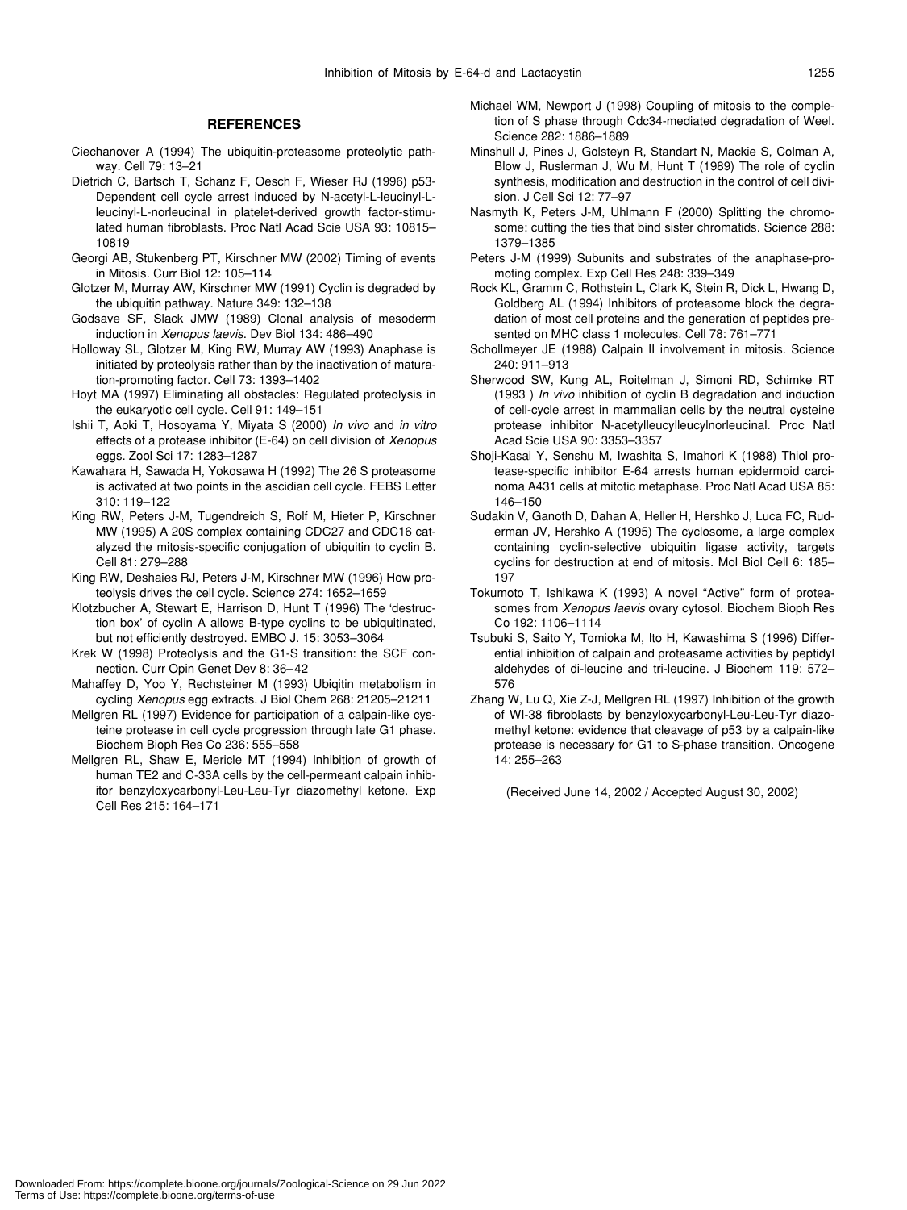## REFERENCES

Ciechanover A (1994) The ubiquitin-proteasome proteolytic pathway. Cell 79: 13–21

Dietrich C, Bartsch T, Schanz F, Oesch F, Wieser RJ (1996) p53-Dependent cell cycle arrest induced by N-acetyl-L-leucinyl-L-leucinyl-L-norleucinal in platelet-derived growth factor-stimulated human fibroblasts. Proc Natl Acad Scie USA 93: 10815–10819

Georgi AB, Stukenberg PT, Kirschner MW (2002) Timing of events in Mitosis. Curr Biol 12: 105–114

Glotzer M, Murray AW, Kirschner MW (1991) Cyclin is degraded by the ubiquitin pathway. Nature 349: 132–138

Godsave SF, Slack JMW (1989) Clonal analysis of mesoderm induction in *Xenopus laevis*. Dev Biol 134: 486–490

Holloway SL, Glotzer M, King RW, Murray AW (1993) Anaphase is initiated by proteolysis rather than by the inactivation of maturation-promoting factor. Cell 73: 1393–1402

Hoyt MA (1997) Eliminating all obstacles: Regulated proteolysis in the eukaryotic cell cycle. Cell 91: 149–151

Ishii T, Aoki T, Hosoyama Y, Miyata S (2000) *In vivo* and *in vitro* effects of a protease inhibitor (E-64) on cell division of *Xenopus* eggs. Zool Sci 17: 1283–1287

Kawahara H, Sawada H, Yokosawa H (1992) The 26 S proteasome is activated at two points in the ascidian cell cycle. FEBS Letter 310: 119–122

King RW, Peters J-M, Tugendreich S, Rolf M, Hieter P, Kirschner MW (1995) A 20S complex containing CDC27 and CDC16 catalyzed the mitosis-specific conjugation of ubiquitin to cyclin B. Cell 81: 279–288

King RW, Deshaies RJ, Peters J-M, Kirschner MW (1996) How proteolysis drives the cell cycle. Science 274: 1652–1659

Klotzbucher A, Stewart E, Harrison D, Hunt T (1996) The 'destruction box' of cyclin A allows B-type cyclins to be ubiquitinated, but not efficiently destroyed. EMBO J. 15: 3053–3064

Krek W (1998) Proteolysis and the G1-S transition: the SCF connection. Curr Opin Genet Dev 8: 36–42

Mahaffey D, Yoo Y, Rechsteiner M (1993) Ubiqitin metabolism in cycling *Xenopus* egg extracts. J Biol Chem 268: 21205–21211

Mellgren RL (1997) Evidence for participation of a calpain-like cysteine protease in cell cycle progression through late G1 phase. Biochem Bioph Res Co 236: 555–558

Mellgren RL, Shaw E, Mericle MT (1994) Inhibition of growth of human TE2 and C-33A cells by the cell-permeant calpain inhibitor benzyloxycarbonyl-Leu-Leu-Tyr diazomethyl ketone. Exp Cell Res 215: 164–171

Michael WM, Newport J (1998) Coupling of mitosis to the completion of S phase through Cdc34-mediated degradation of Weel. Science 282: 1886–1889

Minshull J, Pines J, Golsteyn R, Standart N, Mackie S, Colman A, Blow J, Ruslerman J, Wu M, Hunt T (1989) The role of cyclin synthesis, modification and destruction in the control of cell division. J Cell Sci 12: 77–97

Nasmyth K, Peters J-M, Uhlmann F (2000) Splitting the chromosome: cutting the ties that bind sister chromatids. Science 288: 1379–1385

Peters J-M (1999) Subunits and substrates of the anaphase-promoting complex. Exp Cell Res 248: 339–349

Rock KL, Gramm C, Rothstein L, Clark K, Stein R, Dick L, Hwang D, Goldberg AL (1994) Inhibitors of proteasome block the degradation of most cell proteins and the generation of peptides presented on MHC class 1 molecules. Cell 78: 761–771

Schollmeyer JE (1988) Calpain II involvement in mitosis. Science 240: 911–913

Sherwood SW, Kung AL, Roitelman J, Simoni RD, Schimke RT (1993 ) *In vivo* inhibition of cyclin B degradation and induction of cell-cycle arrest in mammalian cells by the neutral cysteine protease inhibitor N-acetylleucylleucylnorleucinal. Proc Natl Acad Scie USA 90: 3353–3357

Shoji-Kasai Y, Senshu M, Iwashita S, Imahori K (1988) Thiol protease-specific inhibitor E-64 arrests human epidermoid carcinoma A431 cells at mitotic metaphase. Proc Natl Acad USA 85: 146–150

Sudakin V, Ganoth D, Dahan A, Heller H, Hershko J, Luca FC, Ruderman JV, Hershko A (1995) The cyclosome, a large complex containing cyclin-selective ubiquitin ligase activity, targets cyclins for destruction at end of mitosis. Mol Biol Cell 6: 185–197

Tokumoto T, Ishikawa K (1993) A novel "Active" form of proteasomes from *Xenopus laevis* ovary cytosol. Biochem Bioph Res Co 192: 1106–1114

Tsubuki S, Saito Y, Tomioka M, Ito H, Kawashima S (1996) Differential inhibition of calpain and proteasame activities by peptidyl aldehydes of di-leucine and tri-leucine. J Biochem 119: 572–576

Zhang W, Lu Q, Xie Z-J, Mellgren RL (1997) Inhibition of the growth of WI-38 fibroblasts by benzyloxycarbonyl-Leu-Leu-Tyr diazomethyl ketone: evidence that cleavage of p53 by a calpain-like protease is necessary for G1 to S-phase transition. Oncogene 14: 255–263

(Received June 14, 2002 / Accepted August 30, 2002)